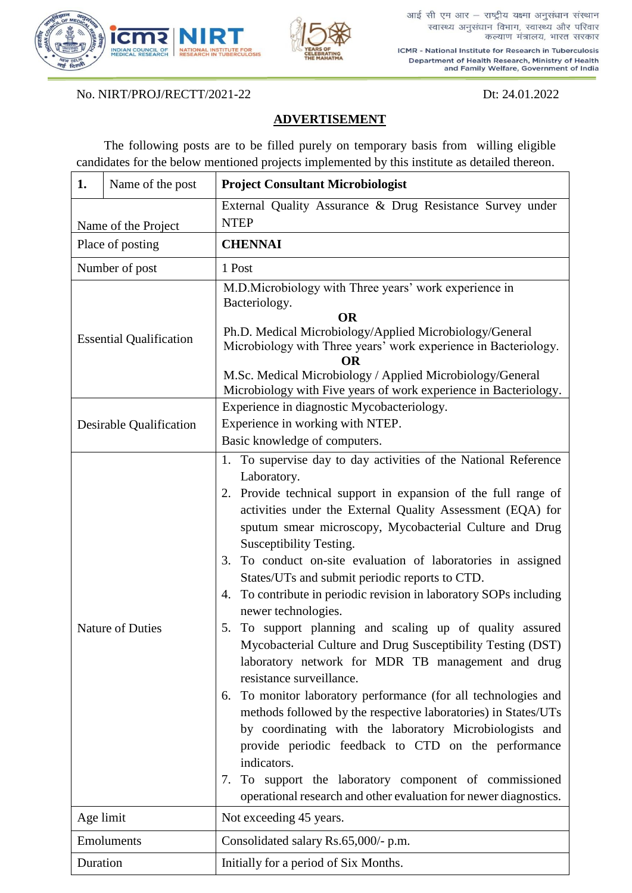आई सी एम आर – राष्ट्रीय यक्ष्मा अनुसंधान संस्थान
स्वास्थ्य अनुसंधान विभाग, स्वास्थ्य और परिवार कल्याण मंत्रालय, भारत सरकार

ICMR - National Institute for Research in Tuberculosis
Department of Health Research, Ministry of Health and Family Welfare, Government of India

No. NIRT/PROJ/RECTT/2021-22 Dt: 24.01.2022

## ADVERTISEMENT

The following posts are to be filled purely on temporary basis from willing eligible candidates for the below mentioned projects implemented by this institute as detailed thereon.

| 1. | Name of the post | **Project Consultant Microbiologist** |
|---|---|---|
| Name of the Project | | External Quality Assurance & Drug Resistance Survey under NTEP |
| Place of posting | | **CHENNAI** |
| Number of post | | 1 Post |
| Essential Qualification | | M.D.Microbiology with Three years' work experience in Bacteriology.<br>**OR**<br>Ph.D. Medical Microbiology/Applied Microbiology/General Microbiology with Three years' work experience in Bacteriology.<br>**OR**<br>M.Sc. Medical Microbiology / Applied Microbiology/General Microbiology with Five years of work experience in Bacteriology. |
| Desirable Qualification | | Experience in diagnostic Mycobacteriology.<br>Experience in working with NTEP.<br>Basic knowledge of computers. |
| Nature of Duties | | 1. To supervise day to day activities of the National Reference Laboratory.<br>2. Provide technical support in expansion of the full range of activities under the External Quality Assessment (EQA) for sputum smear microscopy, Mycobacterial Culture and Drug Susceptibility Testing.<br>3. To conduct on-site evaluation of laboratories in assigned States/UTs and submit periodic reports to CTD.<br>4. To contribute in periodic revision in laboratory SOPs including newer technologies.<br>5. To support planning and scaling up of quality assured Mycobacterial Culture and Drug Susceptibility Testing (DST) laboratory network for MDR TB management and drug resistance surveillance.<br>6. To monitor laboratory performance (for all technologies and methods followed by the respective laboratories) in States/UTs by coordinating with the laboratory Microbiologists and provide periodic feedback to CTD on the performance indicators.<br>7. To support the laboratory component of commissioned operational research and other evaluation for newer diagnostics. |
| Age limit | | Not exceeding 45 years. |
| Emoluments | | Consolidated salary Rs.65,000/- p.m. |
| Duration | | Initially for a period of Six Months. |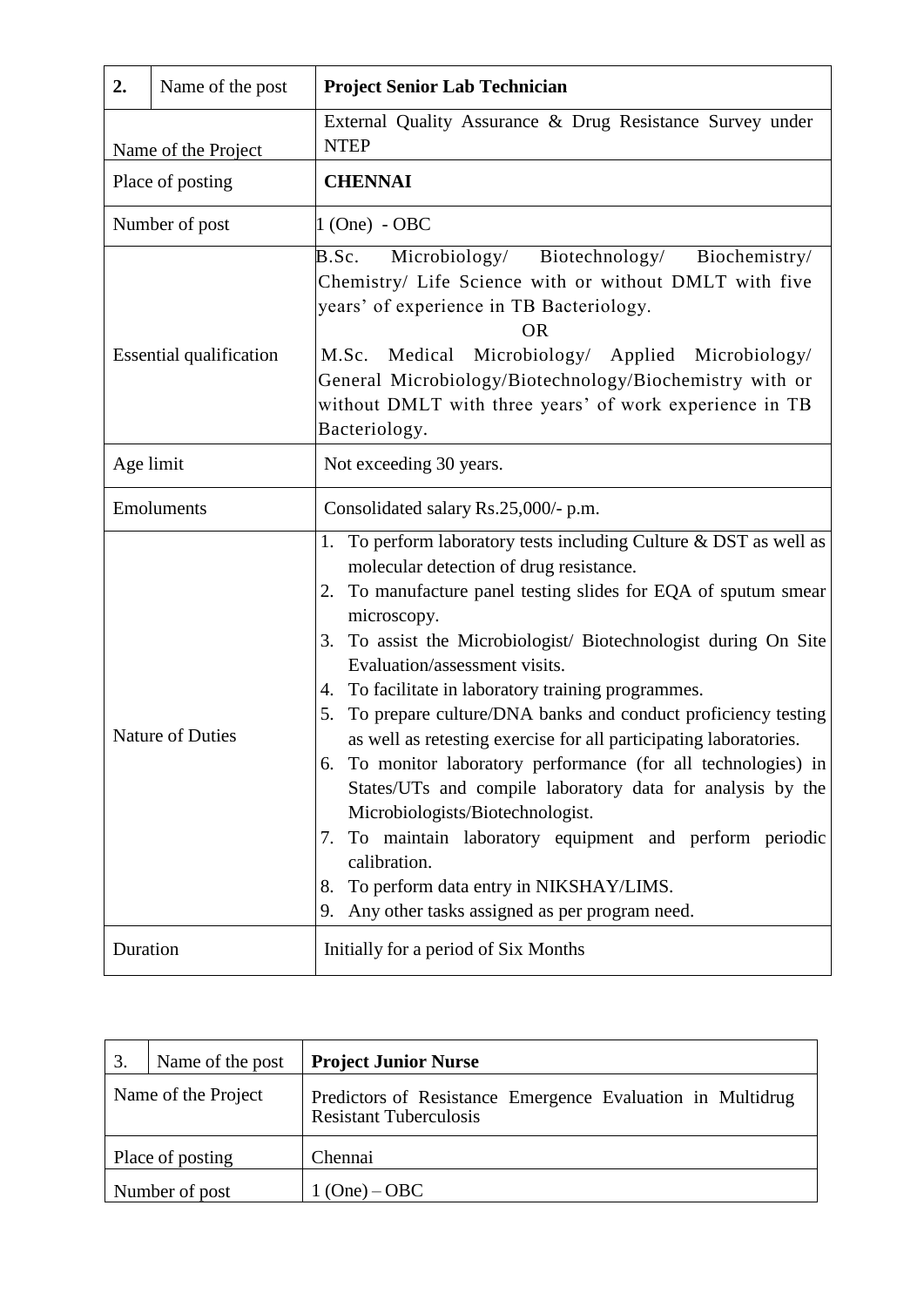| 2. | Name of the post | **Project Senior Lab Technician** |
|---|---|---|
| Name of the Project | | External Quality Assurance & Drug Resistance Survey under NTEP |
| Place of posting | | **CHENNAI** |
| Number of post | | 1 (One) - OBC |
| Essential qualification | | B.Sc. Microbiology/ Biotechnology/ Biochemistry/ Chemistry/ Life Science with or without DMLT with five years' of experience in TB Bacteriology.<br>OR<br>M.Sc. Medical Microbiology/ Applied Microbiology/ General Microbiology/Biotechnology/Biochemistry with or without DMLT with three years' of work experience in TB Bacteriology. |
| Age limit | | Not exceeding 30 years. |
| Emoluments | | Consolidated salary Rs.25,000/- p.m. |
| Nature of Duties | | 1. To perform laboratory tests including Culture & DST as well as molecular detection of drug resistance.<br>2. To manufacture panel testing slides for EQA of sputum smear microscopy.<br>3. To assist the Microbiologist/ Biotechnologist during On Site Evaluation/assessment visits.<br>4. To facilitate in laboratory training programmes.<br>5. To prepare culture/DNA banks and conduct proficiency testing as well as retesting exercise for all participating laboratories.<br>6. To monitor laboratory performance (for all technologies) in States/UTs and compile laboratory data for analysis by the Microbiologists/Biotechnologist.<br>7. To maintain laboratory equipment and perform periodic calibration.<br>8. To perform data entry in NIKSHAY/LIMS.<br>9. Any other tasks assigned as per program need. |
| Duration | | Initially for a period of Six Months |

| 3. | Name of the post | **Project Junior Nurse** |
|---|---|---|
| Name of the Project | | Predictors of Resistance Emergence Evaluation in Multidrug Resistant Tuberculosis |
| Place of posting | | Chennai |
| Number of post | | 1 (One) – OBC |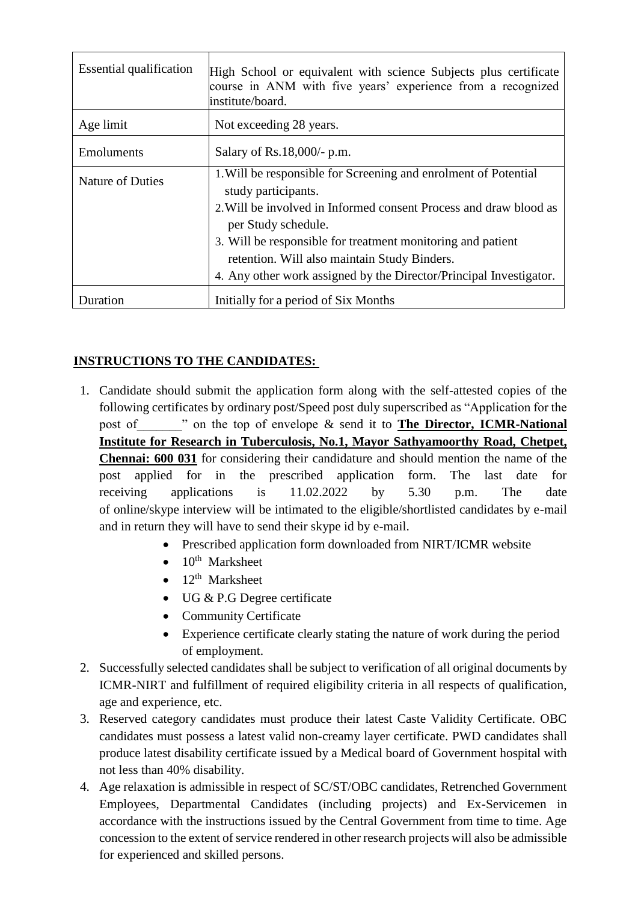| Essential qualification | High School or equivalent with science Subjects plus certificate course in ANM with five years' experience from a recognized institute/board. |
|---|---|
| Age limit | Not exceeding 28 years. |
| Emoluments | Salary of Rs.18,000/- p.m. |
| Nature of Duties | 1. Will be responsible for Screening and enrolment of Potential study participants.<br>2. Will be involved in Informed consent Process and draw blood as per Study schedule.<br>3. Will be responsible for treatment monitoring and patient retention. Will also maintain Study Binders.<br>4. Any other work assigned by the Director/Principal Investigator. |
| Duration | Initially for a period of Six Months |

## INSTRUCTIONS TO THE CANDIDATES:

1. Candidate should submit the application form along with the self-attested copies of the following certificates by ordinary post/Speed post duly superscribed as "Application for the post of_______" on the top of envelope & send it to **The Director, ICMR-National Institute for Research in Tuberculosis, No.1, Mayor Sathyamoorthy Road, Chetpet, Chennai: 600 031** for considering their candidature and should mention the name of the post applied for in the prescribed application form. The last date for receiving applications is 11.02.2022 by 5.30 p.m. The date of online/skype interview will be intimated to the eligible/shortlisted candidates by e-mail and in return they will have to send their skype id by e-mail.
    - Prescribed application form downloaded from NIRT/ICMR website
    - 10th Marksheet
    - 12th Marksheet
    - UG & P.G Degree certificate
    - Community Certificate
    - Experience certificate clearly stating the nature of work during the period of employment.
2. Successfully selected candidates shall be subject to verification of all original documents by ICMR-NIRT and fulfillment of required eligibility criteria in all respects of qualification, age and experience, etc.
3. Reserved category candidates must produce their latest Caste Validity Certificate. OBC candidates must possess a latest valid non-creamy layer certificate. PWD candidates shall produce latest disability certificate issued by a Medical board of Government hospital with not less than 40% disability.
4. Age relaxation is admissible in respect of SC/ST/OBC candidates, Retrenched Government Employees, Departmental Candidates (including projects) and Ex-Servicemen in accordance with the instructions issued by the Central Government from time to time. Age concession to the extent of service rendered in other research projects will also be admissible for experienced and skilled persons.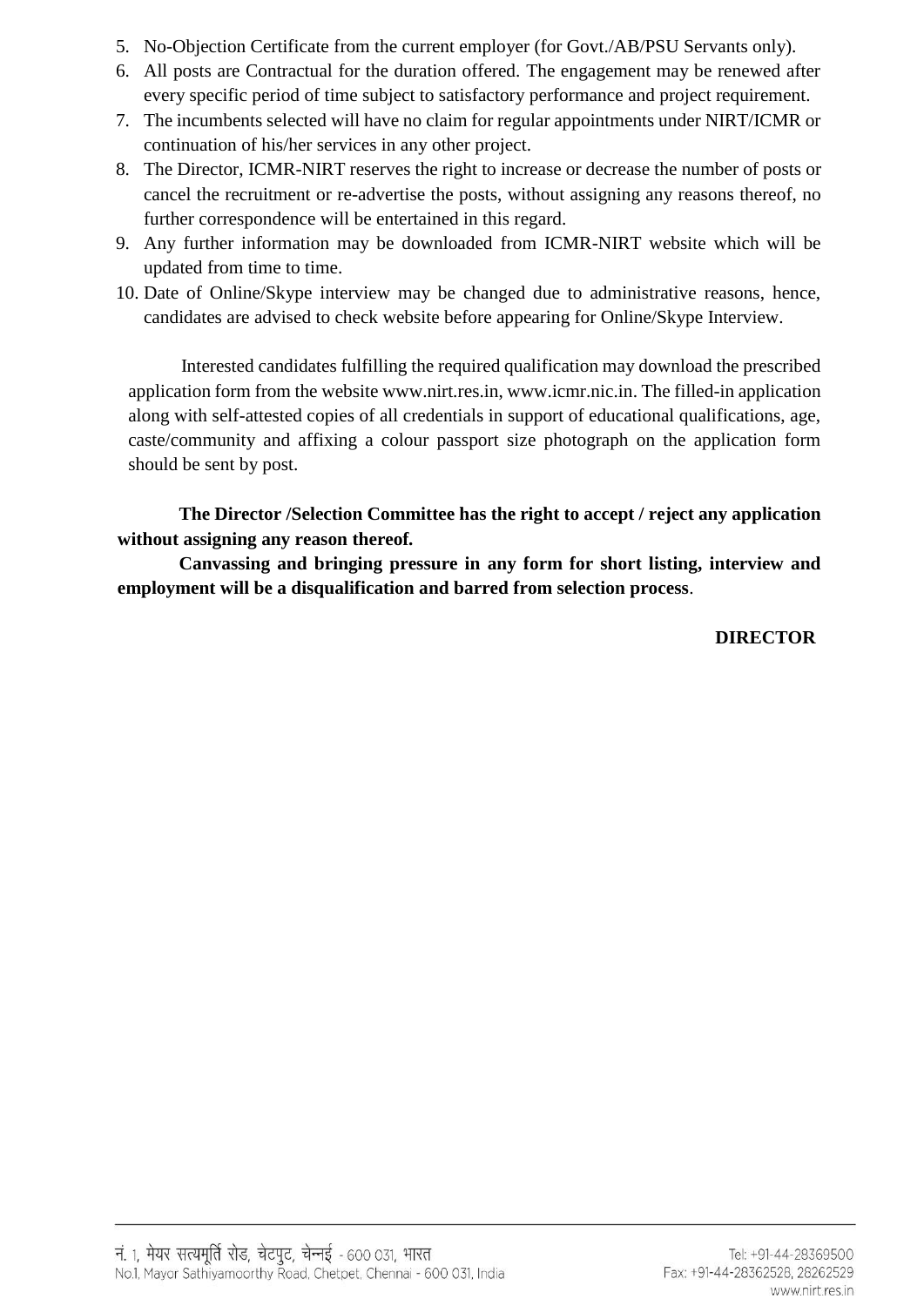5. No-Objection Certificate from the current employer (for Govt./AB/PSU Servants only).
6. All posts are Contractual for the duration offered. The engagement may be renewed after every specific period of time subject to satisfactory performance and project requirement.
7. The incumbents selected will have no claim for regular appointments under NIRT/ICMR or continuation of his/her services in any other project.
8. The Director, ICMR-NIRT reserves the right to increase or decrease the number of posts or cancel the recruitment or re-advertise the posts, without assigning any reasons thereof, no further correspondence will be entertained in this regard.
9. Any further information may be downloaded from ICMR-NIRT website which will be updated from time to time.
10. Date of Online/Skype interview may be changed due to administrative reasons, hence, candidates are advised to check website before appearing for Online/Skype Interview.

Interested candidates fulfilling the required qualification may download the prescribed application form from the website www.nirt.res.in, www.icmr.nic.in. The filled-in application along with self-attested copies of all credentials in support of educational qualifications, age, caste/community and affixing a colour passport size photograph on the application form should be sent by post.

**The Director /Selection Committee has the right to accept / reject any application without assigning any reason thereof.**

**Canvassing and bringing pressure in any form for short listing, interview and employment will be a disqualification and barred from selection process**.

**DIRECTOR**

नं. 1, मेयर सत्यमूर्ति रोड, चेटपुट, चेन्नई - 600 031, भारत
No.1, Mayor Sathiyamoorthy Road, Chetpet, Chennai - 600 031, India

Tel: +91-44-28369500
Fax: +91-44-28362528, 28262529
www.nirt.res.in